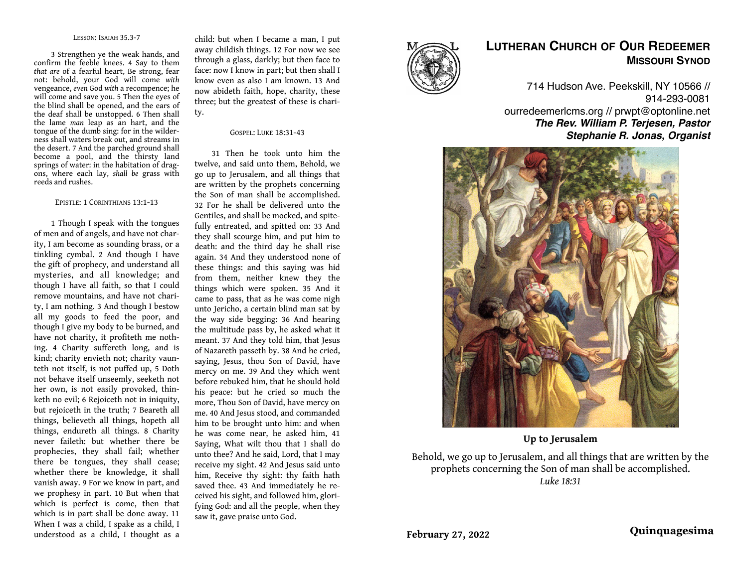##### LESSON: ISAIAH 35.3-7

3 Strengthen ye the weak hands, and confirm the feeble knees. 4 Say to them *that are* of a fearful heart, Be strong, fear not: behold, your God will come *with* vengeance, *even* God *with* a recompence; he will come and save you. 5 Then the eyes of the blind shall be opened, and the ears of the deaf shall be unstopped. 6 Then shall the lame *man* leap as an hart, and the tongue of the dumb sing: for in the wilderness shall waters break out, and streams in the desert. 7 And the parched ground shall become a pool, and the thirsty land springs of water: in the habitation of dragons, where each lay, *shall be* grass with reeds and rushes.

##### EPISTLE: 1 CORINTHIANS 13:1-13

1 Though I speak with the tongues of men and of angels, and have not charity, I am become as sounding brass, or a tinkling cymbal. 2 And though I have the gift of prophecy, and understand all mysteries, and all knowledge; and though I have all faith, so that I could remove mountains, and have not charity, I am nothing. 3 And though I bestow all my goods to feed the poor, and though I give my body to be burned, and have not charity, it profiteth me nothing. 4 Charity suffereth long, and is kind; charity envieth not; charity vaunteth not itself, is not puffed up, 5 Doth not behave itself unseemly, seeketh not her own, is not easily provoked, thinketh no evil; 6 Rejoiceth not in iniquity, but rejoiceth in the truth; 7 Beareth all things, believeth all things, hopeth all things, endureth all things. 8 Charity never faileth: but whether there be prophecies, they shall fail; whether there be tongues, they shall cease; whether there be knowledge, it shall vanish away. 9 For we know in part, and we prophesy in part. 10 But when that which is perfect is come, then that which is in part shall be done away. 11 When I was a child, I spake as a child, I understood as a child, I thought as a child: but when I became a man, I put away childish things. 12 For now we see through a glass, darkly; but then face to face: now I know in part; but then shall I know even as also I am known. 13 And now abideth faith, hope, charity, these three; but the greatest of these is charity.

##### GOSPEL: LUKE 18:31-43

31 Then he took unto him the twelve, and said unto them, Behold, we go up to Jerusalem, and all things that are written by the prophets concerning the Son of man shall be accomplished. 32 For he shall be delivered unto the Gentiles, and shall be mocked, and spitefully entreated, and spitted on: 33 And they shall scourge him, and put him to death: and the third day he shall rise again. 34 And they understood none of these things: and this saying was hid from them, neither knew they the things which were spoken. 35 And it came to pass, that as he was come nigh unto Jericho, a certain blind man sat by the way side begging: 36 And hearing the multitude pass by, he asked what it meant. 37 And they told him, that Jesus of Nazareth passeth by. 38 And he cried, saying, Jesus, thou Son of David, have mercy on me. 39 And they which went before rebuked him, that he should hold his peace: but he cried so much the more, Thou Son of David, have mercy on me. 40 And Jesus stood, and commanded him to be brought unto him: and when he was come near, he asked him, 41 Saying, What wilt thou that I shall do unto thee? And he said, Lord, that I may receive my sight. 42 And Jesus said unto him, Receive thy sight: thy faith hath saved thee. 43 And immediately he received his sight, and followed him, glorifying God: and all the people, when they saw it, gave praise unto God.

# LUTHERAN CHURCH OF OUR REDEEMER
## MISSOURI SYNOD

714 Hudson Ave. Peekskill, NY 10566 // 914-293-0081
ourredeemerlcms.org // prwpt@optonline.net
***The Rev. William P. Terjesen, Pastor***
***Stephanie R. Jonas, Organist***

**Up to Jerusalem**

Behold, we go up to Jerusalem, and all things that are written by the prophets concerning the Son of man shall be accomplished.
*Luke 18:31*

**February 27, 2022** **Quinquagesima**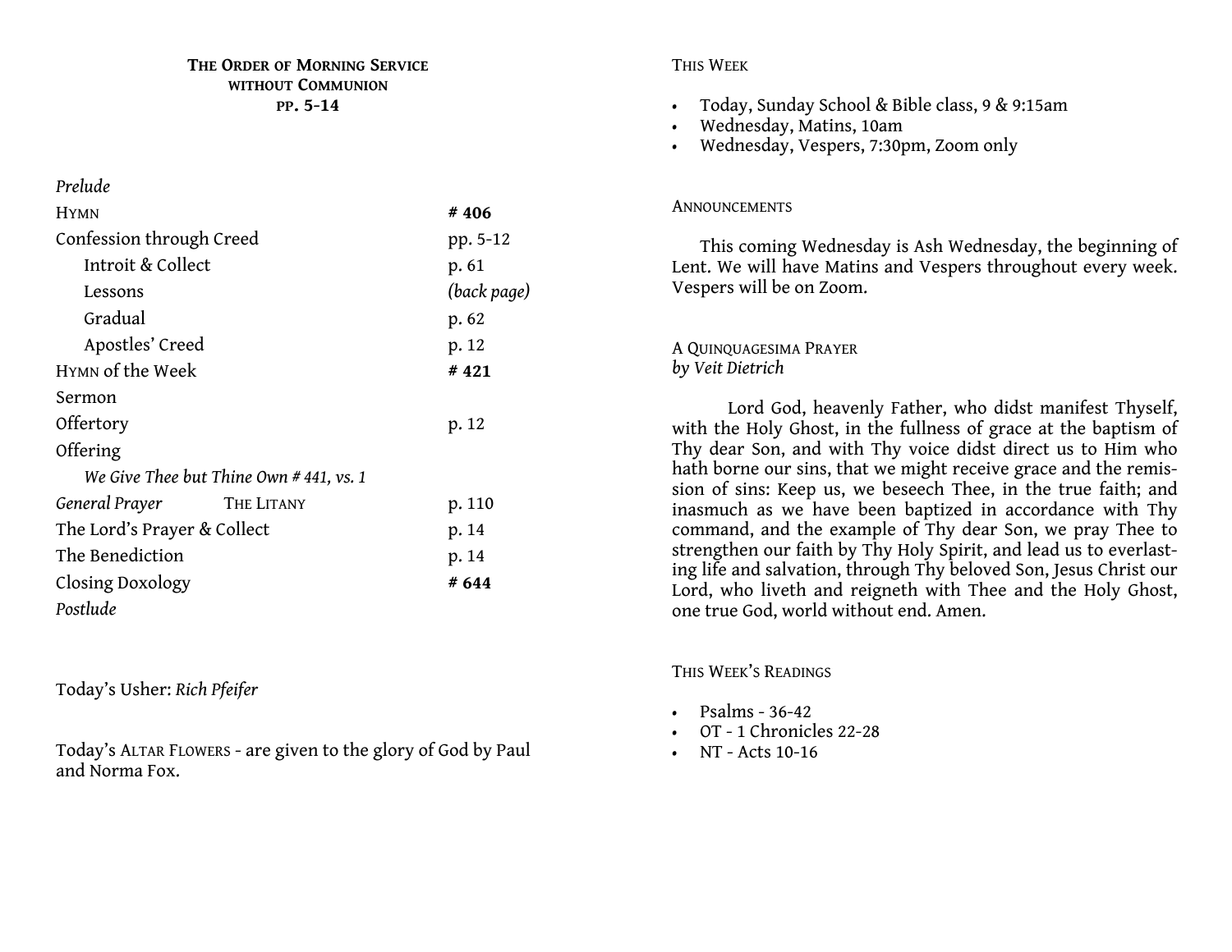### The Order of Morning Service without Communion
### pp. 5-14

| | |
|---|---|
| *Prelude* | |
| Hymn | **# 406** |
| Confession through Creed | pp. 5-12 |
| Introit & Collect | p. 61 |
| Lessons | *(back page)* |
| Gradual | p. 62 |
| Apostles' Creed | p. 12 |
| Hymn of the Week | **# 421** |
| Sermon | |
| Offertory | p. 12 |
| Offering | |
| *We Give Thee but Thine Own # 441, vs. 1* | |
| *General Prayer* The Litany | p. 110 |
| The Lord's Prayer & Collect | p. 14 |
| The Benediction | p. 14 |
| Closing Doxology | **# 644** |
| *Postlude* | |

Today's Usher: *Rich Pfeifer*

Today's Altar Flowers - are given to the glory of God by Paul and Norma Fox.

#### This Week

- Today, Sunday School & Bible class, 9 & 9:15am
- Wednesday, Matins, 10am
- Wednesday, Vespers, 7:30pm, Zoom only

#### Announcements

This coming Wednesday is Ash Wednesday, the beginning of Lent. We will have Matins and Vespers throughout every week. Vespers will be on Zoom.

#### A Quinquagesima Prayer
*by Veit Dietrich*

Lord God, heavenly Father, who didst manifest Thyself, with the Holy Ghost, in the fullness of grace at the baptism of Thy dear Son, and with Thy voice didst direct us to Him who hath borne our sins, that we might receive grace and the remission of sins: Keep us, we beseech Thee, in the true faith; and inasmuch as we have been baptized in accordance with Thy command, and the example of Thy dear Son, we pray Thee to strengthen our faith by Thy Holy Spirit, and lead us to everlasting life and salvation, through Thy beloved Son, Jesus Christ our Lord, who liveth and reigneth with Thee and the Holy Ghost, one true God, world without end. Amen.

#### This Week's Readings

- Psalms - 36-42
- OT - 1 Chronicles 22-28
- NT - Acts 10-16